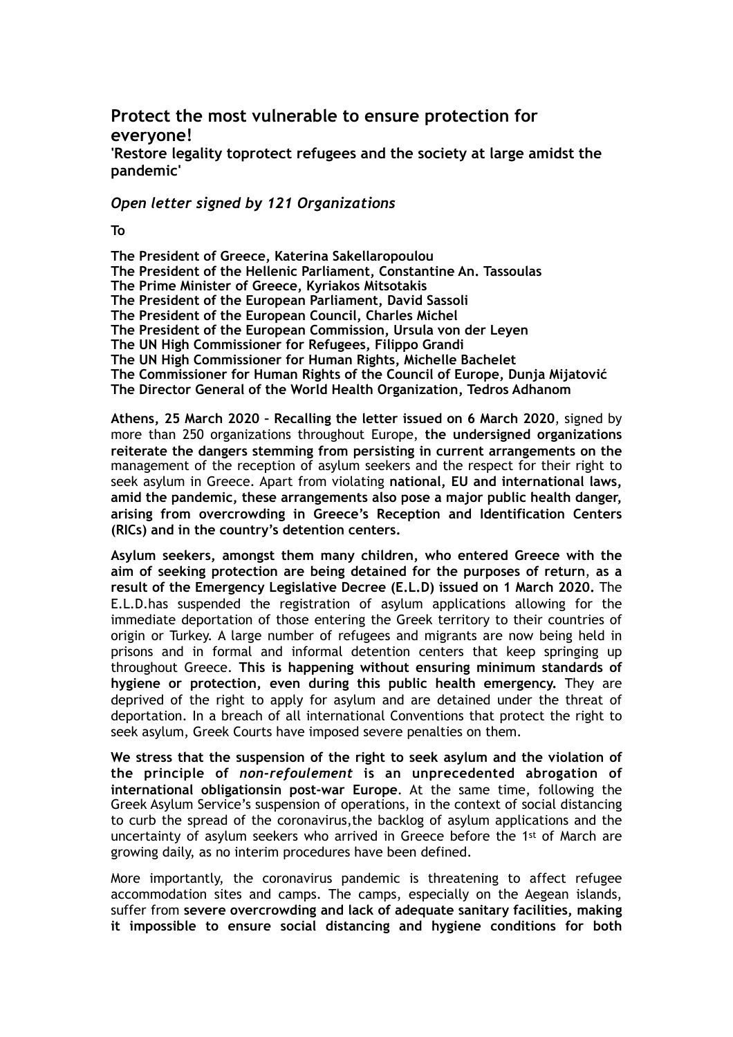## Protect the most vulnerable to ensure protection for everyone!

**'Restore legality toprotect refugees and the society at large amidst the pandemic'**

***Open letter signed by 121 Organizations***

**To**

**The President of Greece, Katerina Sakellaropoulou**
**The President of the Hellenic Parliament, Constantine An. Tassoulas**
**The Prime Minister of Greece, Kyriakos Mitsotakis**
**The President of the European Parliament, David Sassoli**
**The President of the European Council, Charles Michel**
**The President of the European Commission, Ursula von der Leyen**
**The UN High Commissioner for Refugees, Filippo Grandi**
**The UN High Commissioner for Human Rights, Michelle Bachelet**
**The Commissioner for Human Rights of the Council of Europe, Dunja Mijatović**
**The Director General of the World Health Organization, Tedros Adhanom**

**Athens, 25 March 2020 – Recalling the letter issued on 6 March 2020**, signed by more than 250 organizations throughout Europe, **the undersigned organizations reiterate the dangers stemming from persisting in current arrangements on the** management of the reception of asylum seekers and the respect for their right to seek asylum in Greece. Apart from violating **national, EU and international laws, amid the pandemic, these arrangements also pose a major public health danger, arising from overcrowding in Greece's Reception and Identification Centers (RICs) and in the country's detention centers.**

**Asylum seekers, amongst them many children, who entered Greece with the aim of seeking protection are being detained for the purposes of return**, **as a result of the Emergency Legislative Decree (E.L.D) issued on 1 March 2020.** The E.L.D.has suspended the registration of asylum applications allowing for the immediate deportation of those entering the Greek territory to their countries of origin or Turkey. A large number of refugees and migrants are now being held in prisons and in formal and informal detention centers that keep springing up throughout Greece. **This is happening without ensuring minimum standards of hygiene or protection, even during this public health emergency.** They are deprived of the right to apply for asylum and are detained under the threat of deportation. In a breach of all international Conventions that protect the right to seek asylum, Greek Courts have imposed severe penalties on them.

**We stress that the suspension of the right to seek asylum and the violation of the principle of *non-refoulement* is an unprecedented abrogation of international obligationsin post-war Europe**. At the same time, following the Greek Asylum Service's suspension of operations, in the context of social distancing to curb the spread of the coronavirus,the backlog of asylum applications and the uncertainty of asylum seekers who arrived in Greece before the 1st of March are growing daily, as no interim procedures have been defined.

More importantly, the coronavirus pandemic is threatening to affect refugee accommodation sites and camps. The camps, especially on the Aegean islands, suffer from **severe overcrowding and lack of adequate sanitary facilities, making it impossible to ensure social distancing and hygiene conditions for both**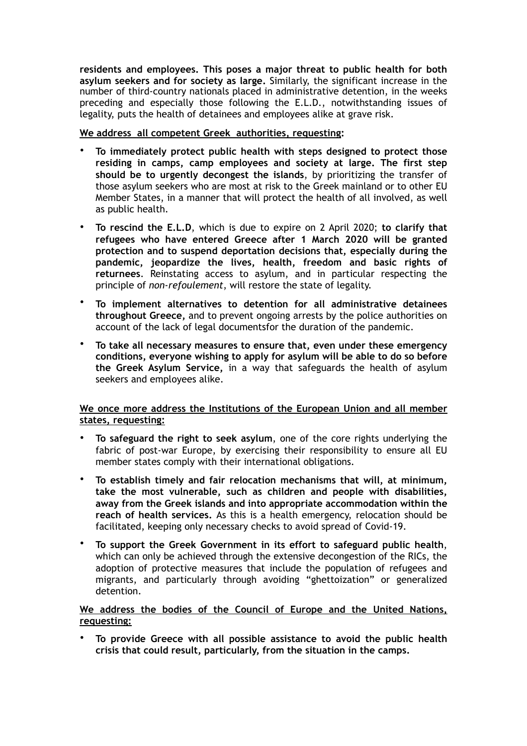**residents and employees. This poses a major threat to public health for both asylum seekers and for society as large.** Similarly, the significant increase in the number of third-country nationals placed in administrative detention, in the weeks preceding and especially those following the E.L.D., notwithstanding issues of legality, puts the health of detainees and employees alike at grave risk.

**We address all competent Greek authorities, requesting:**

- **To immediately protect public health with steps designed to protect those residing in camps, camp employees and society at large. The first step should be to urgently decongest the islands**, by prioritizing the transfer of those asylum seekers who are most at risk to the Greek mainland or to other EU Member States, in a manner that will protect the health of all involved, as well as public health.
- **To rescind the E.L.D**, which is due to expire on 2 April 2020; **to clarify that refugees who have entered Greece after 1 March 2020 will be granted protection and to suspend deportation decisions that, especially during the pandemic, jeopardize the lives, health, freedom and basic rights of returnees**. Reinstating access to asylum, and in particular respecting the principle of *non-refoulement*, will restore the state of legality.
- **To implement alternatives to detention for all administrative detainees throughout Greece,** and to prevent ongoing arrests by the police authorities on account of the lack of legal documentsfor the duration of the pandemic.
- **To take all necessary measures to ensure that, even under these emergency conditions, everyone wishing to apply for asylum will be able to do so before the Greek Asylum Service,** in a way that safeguards the health of asylum seekers and employees alike.

**We once more address the Institutions of the European Union and all member states, requesting:**

- **To safeguard the right to seek asylum**, one of the core rights underlying the fabric of post-war Europe, by exercising their responsibility to ensure all EU member states comply with their international obligations.
- **To establish timely and fair relocation mechanisms that will, at minimum, take the most vulnerable, such as children and people with disabilities, away from the Greek islands and into appropriate accommodation within the reach of health services.** As this is a health emergency, relocation should be facilitated, keeping only necessary checks to avoid spread of Covid-19.
- **To support the Greek Government in its effort to safeguard public health**, which can only be achieved through the extensive decongestion of the RICs, the adoption of protective measures that include the population of refugees and migrants, and particularly through avoiding "ghettoization" or generalized detention.

**We address the bodies of the Council of Europe and the United Nations, requesting:**

- **To provide Greece with all possible assistance to avoid the public health crisis that could result, particularly, from the situation in the camps.**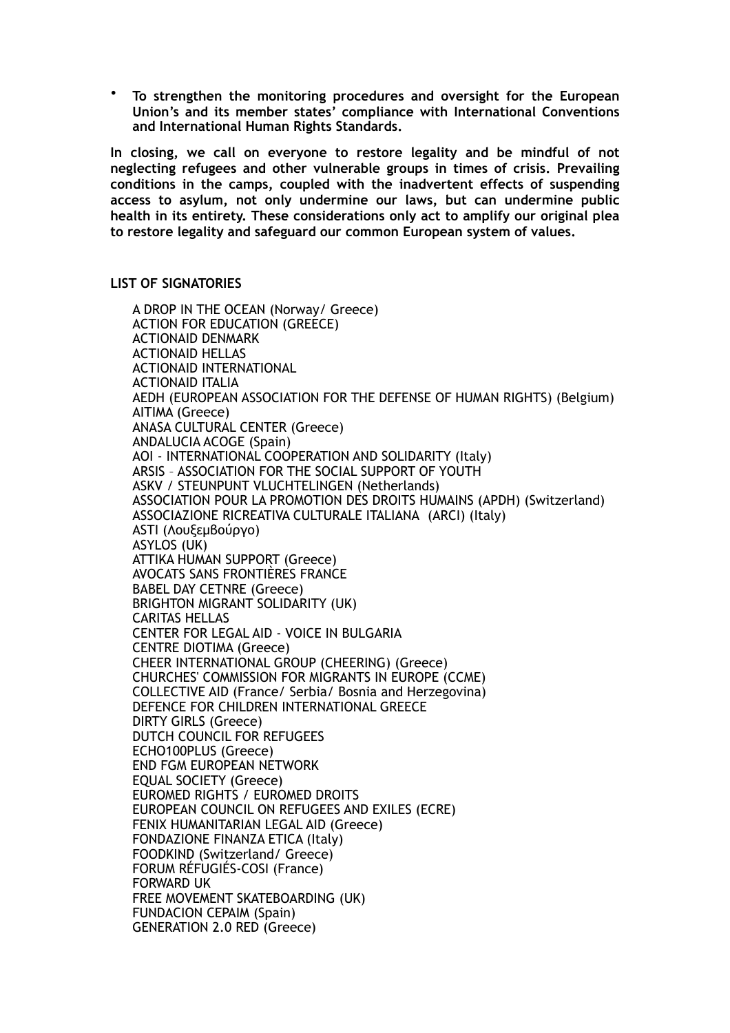- **To strengthen the monitoring procedures and oversight for the European Union's and its member states' compliance with International Conventions and International Human Rights Standards.**

**In closing, we call on everyone to restore legality and be mindful of not neglecting refugees and other vulnerable groups in times of crisis. Prevailing conditions in the camps, coupled with the inadvertent effects of suspending access to asylum, not only undermine our laws, but can undermine public health in its entirety. These considerations only act to amplify our original plea to restore legality and safeguard our common European system of values.**

**LIST OF SIGNATORIES**

A DROP IN THE OCEAN (Norway/ Greece)
ACTION FOR EDUCATION (GREECE)
ACTIONAID DENMARK
ACTIONAID HELLAS
ACTIONAID INTERNATIONAL
ACTIONAID ITALIA
AEDH (EUROPEAN ASSOCIATION FOR THE DEFENSE OF HUMAN RIGHTS) (Belgium)
AITIMA (Greece)
ANASA CULTURAL CENTER (Greece)
ANDALUCIA ACOGE (Spain)
AOI - INTERNATIONAL COOPERATION AND SOLIDARITY (Italy)
ARSIS – ASSOCIATION FOR THE SOCIAL SUPPORT OF YOUTH
ASKV / STEUNPUNT VLUCHTELINGEN (Netherlands)
ASSOCIATION POUR LA PROMOTION DES DROITS HUMAINS (APDH) (Switzerland)
ASSOCIAZIONE RICREATIVA CULTURALE ITALIANA (ARCI) (Italy)
ASTI (Λουξεμβούργο)
ASYLOS (UK)
ATTIKA HUMAN SUPPORT (Greece)
AVOCATS SANS FRONTIÈRES FRANCE
BABEL DAY CETNRE (Greece)
BRIGHTON MIGRANT SOLIDARITY (UK)
CARITAS HELLAS
CENTER FOR LEGAL AID - VOICE IN BULGARIA
CENTRE DIOTIMA (Greece)
CHEER INTERNATIONAL GROUP (CHEERING) (Greece)
CHURCHES' COMMISSION FOR MIGRANTS IN EUROPE (CCME)
COLLECTIVE AID (France/ Serbia/ Bosnia and Herzegovina)
DEFENCE FOR CHILDREN INTERNATIONAL GREECE
DIRTY GIRLS (Greece)
DUTCH COUNCIL FOR REFUGEES
ECHO100PLUS (Greece)
END FGM EUROPEAN NETWORK
EQUAL SOCIETY (Greece)
EUROMED RIGHTS / EUROMED DROITS
EUROPEAN COUNCIL ON REFUGEES AND EXILES (ECRE)
FENIX HUMANITARIAN LEGAL AID (Greece)
FONDAZIONE FINANZA ETICA (Italy)
FOODKIND (Switzerland/ Greece)
FORUM RÉFUGIÉS-COSI (France)
FORWARD UK
FREE MOVEMENT SKATEBOARDING (UK)
FUNDACION CEPAIM (Spain)
GENERATION 2.0 RED (Greece)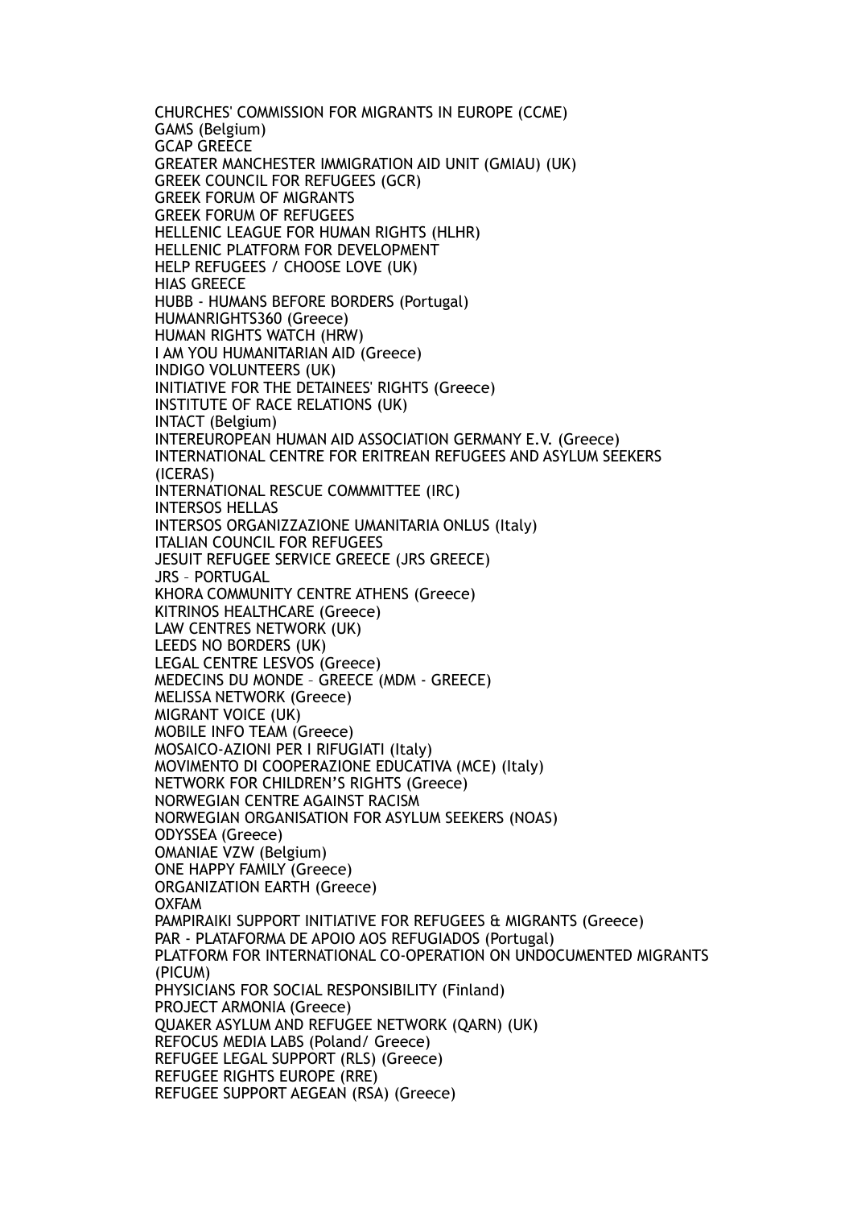CHURCHES' COMMISSION FOR MIGRANTS IN EUROPE (CCME)
GAMS (Belgium)
GCAP GREECE
GREATER MANCHESTER IMMIGRATION AID UNIT (GMIAU) (UK)
GREEK COUNCIL FOR REFUGEES (GCR)
GREEK FORUM OF MIGRANTS
GREEK FORUM OF REFUGEES
HELLENIC LEAGUE FOR HUMAN RIGHTS (HLHR)
HELLENIC PLATFORM FOR DEVELOPMENT
HELP REFUGEES / CHOOSE LOVE (UK)
HIAS GREECE
HUBB - HUMANS BEFORE BORDERS (Portugal)
HUMANRIGHTS360 (Greece)
HUMAN RIGHTS WATCH (HRW)
I AM YOU HUMANITARIAN AID (Greece)
INDIGO VOLUNTEERS (UK)
INITIATIVE FOR THE DETAINEES' RIGHTS (Greece)
INSTITUTE OF RACE RELATIONS (UK)
INTACT (Belgium)
INTEREUROPEAN HUMAN AID ASSOCIATION GERMANY E.V. (Greece)
INTERNATIONAL CENTRE FOR ERITREAN REFUGEES AND ASYLUM SEEKERS (ICERAS)
INTERNATIONAL RESCUE COMMMITTEE (IRC)
INTERSOS HELLAS
INTERSOS ORGANIZZAZIONE UMANITARIA ONLUS (Italy)
ITALIAN COUNCIL FOR REFUGEES
JESUIT REFUGEE SERVICE GREECE (JRS GREECE)
JRS – PORTUGAL
KHORA COMMUNITY CENTRE ATHENS (Greece)
KITRINOS HEALTHCARE (Greece)
LAW CENTRES NETWORK (UK)
LEEDS NO BORDERS (UK)
LEGAL CENTRE LESVOS (Greece)
MEDECINS DU MONDE – GREECE (MDM - GREECE)
MELISSA NETWORK (Greece)
MIGRANT VOICE (UK)
MOBILE INFO TEAM (Greece)
MOSAICO-AZIONI PER I RIFUGIATI (Italy)
MOVIMENTO DI COOPERAZIONE EDUCATIVA (MCE) (Italy)
NETWORK FOR CHILDREN'S RIGHTS (Greece)
NORWEGIAN CENTRE AGAINST RACISM
NORWEGIAN ORGANISATION FOR ASYLUM SEEKERS (NOAS)
ODYSSEA (Greece)
OMANIAE VZW (Belgium)
ONE HAPPY FAMILY (Greece)
ORGANIZATION EARTH (Greece)
OXFAM
PAMPIRAIKI SUPPORT INITIATIVE FOR REFUGEES & MIGRANTS (Greece)
PAR - PLATAFORMA DE APOIO AOS REFUGIADOS (Portugal)
PLATFORM FOR INTERNATIONAL CO-OPERATION ON UNDOCUMENTED MIGRANTS (PICUM)
PHYSICIANS FOR SOCIAL RESPONSIBILITY (Finland)
PROJECT ARMONIA (Greece)
QUAKER ASYLUM AND REFUGEE NETWORK (QARN) (UK)
REFOCUS MEDIA LABS (Poland/ Greece)
REFUGEE LEGAL SUPPORT (RLS) (Greece)
REFUGEE RIGHTS EUROPE (RRE)
REFUGEE SUPPORT AEGEAN (RSA) (Greece)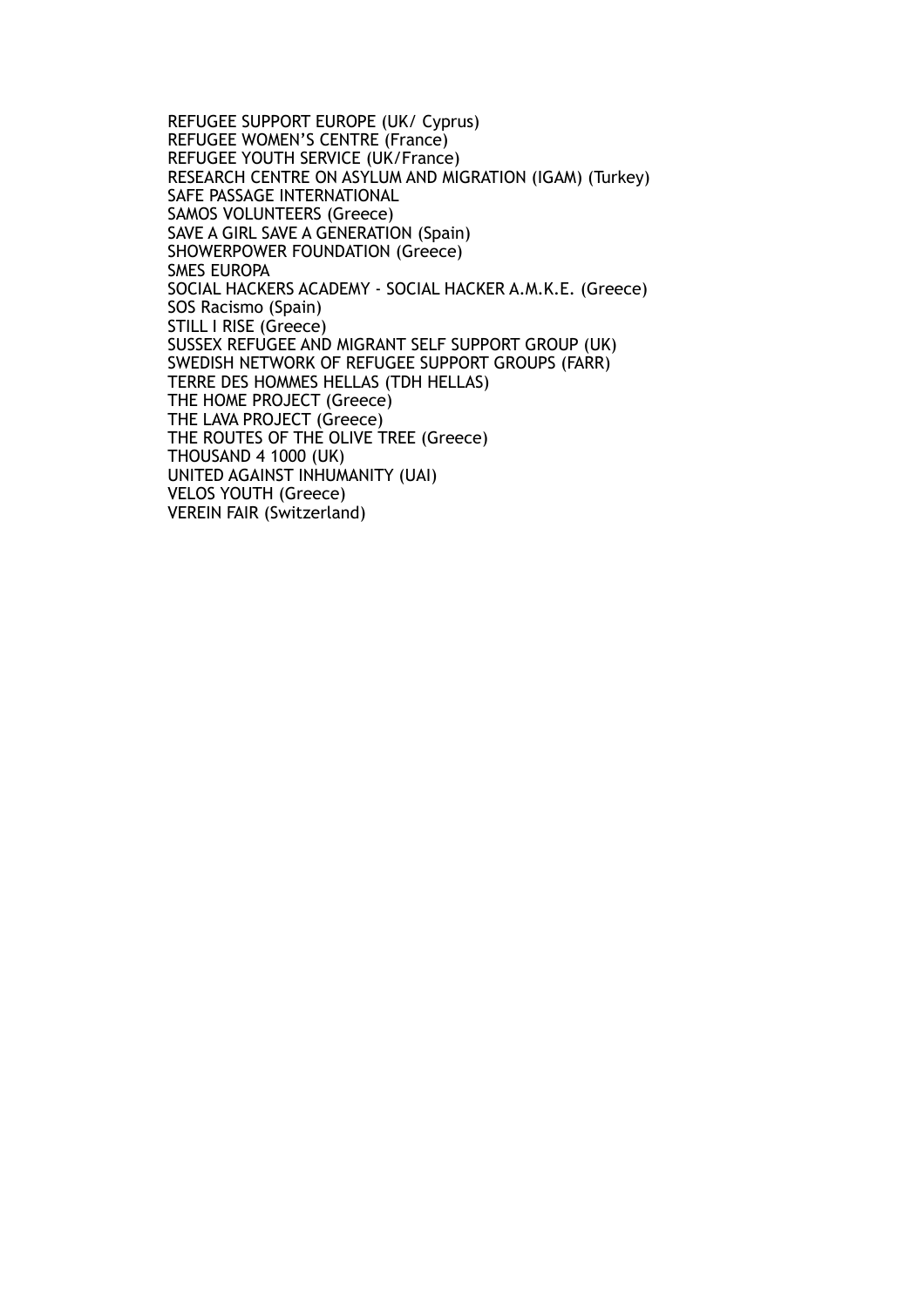REFUGEE SUPPORT EUROPE (UK/ Cyprus)
REFUGEE WOMEN'S CENTRE (France)
REFUGEE YOUTH SERVICE (UK/France)
RESEARCH CENTRE ON ASYLUM AND MIGRATION (IGAM) (Turkey)
SAFE PASSAGE INTERNATIONAL
SAMOS VOLUNTEERS (Greece)
SAVE A GIRL SAVE A GENERATION (Spain)
SHOWERPOWER FOUNDATION (Greece)
SMES EUROPA
SOCIAL HACKERS ACADEMY - SOCIAL HACKER A.M.K.E. (Greece)
SOS Racismo (Spain)
STILL I RISE (Greece)
SUSSEX REFUGEE AND MIGRANT SELF SUPPORT GROUP (UK)
SWEDISH NETWORK OF REFUGEE SUPPORT GROUPS (FARR)
TERRE DES HOMMES HELLAS (TDH HELLAS)
THE HOME PROJECT (Greece)
THE LAVA PROJECT (Greece)
THE ROUTES OF THE OLIVE TREE (Greece)
THOUSAND 4 1000 (UK)
UNITED AGAINST INHUMANITY (UAI)
VELOS YOUTH (Greece)
VEREIN FAIR (Switzerland)